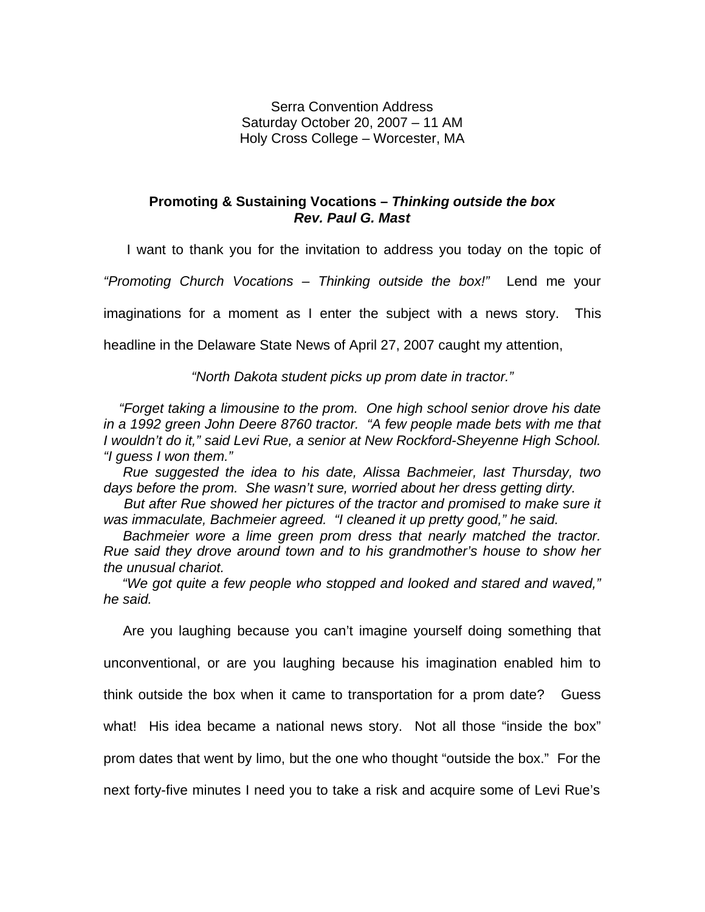Serra Convention Address
Saturday October 20, 2007 – 11 AM
Holy Cross College – Worcester, MA

## Promoting & Sustaining Vocations – *Thinking outside the box*
### ***Rev. Paul G. Mast***

I want to thank you for the invitation to address you today on the topic of *"Promoting Church Vocations – Thinking outside the box!"* Lend me your imaginations for a moment as I enter the subject with a news story. This headline in the Delaware State News of April 27, 2007 caught my attention,

*"North Dakota student picks up prom date in tractor."*

*"Forget taking a limousine to the prom. One high school senior drove his date in a 1992 green John Deere 8760 tractor. "A few people made bets with me that I wouldn't do it," said Levi Rue, a senior at New Rockford-Sheyenne High School. "I guess I won them."*

*Rue suggested the idea to his date, Alissa Bachmeier, last Thursday, two days before the prom. She wasn't sure, worried about her dress getting dirty.*

*But after Rue showed her pictures of the tractor and promised to make sure it was immaculate, Bachmeier agreed. "I cleaned it up pretty good," he said.*

*Bachmeier wore a lime green prom dress that nearly matched the tractor. Rue said they drove around town and to his grandmother's house to show her the unusual chariot.*

*"We got quite a few people who stopped and looked and stared and waved," he said.*

Are you laughing because you can't imagine yourself doing something that unconventional, or are you laughing because his imagination enabled him to think outside the box when it came to transportation for a prom date? Guess what! His idea became a national news story. Not all those "inside the box" prom dates that went by limo, but the one who thought "outside the box." For the next forty-five minutes I need you to take a risk and acquire some of Levi Rue's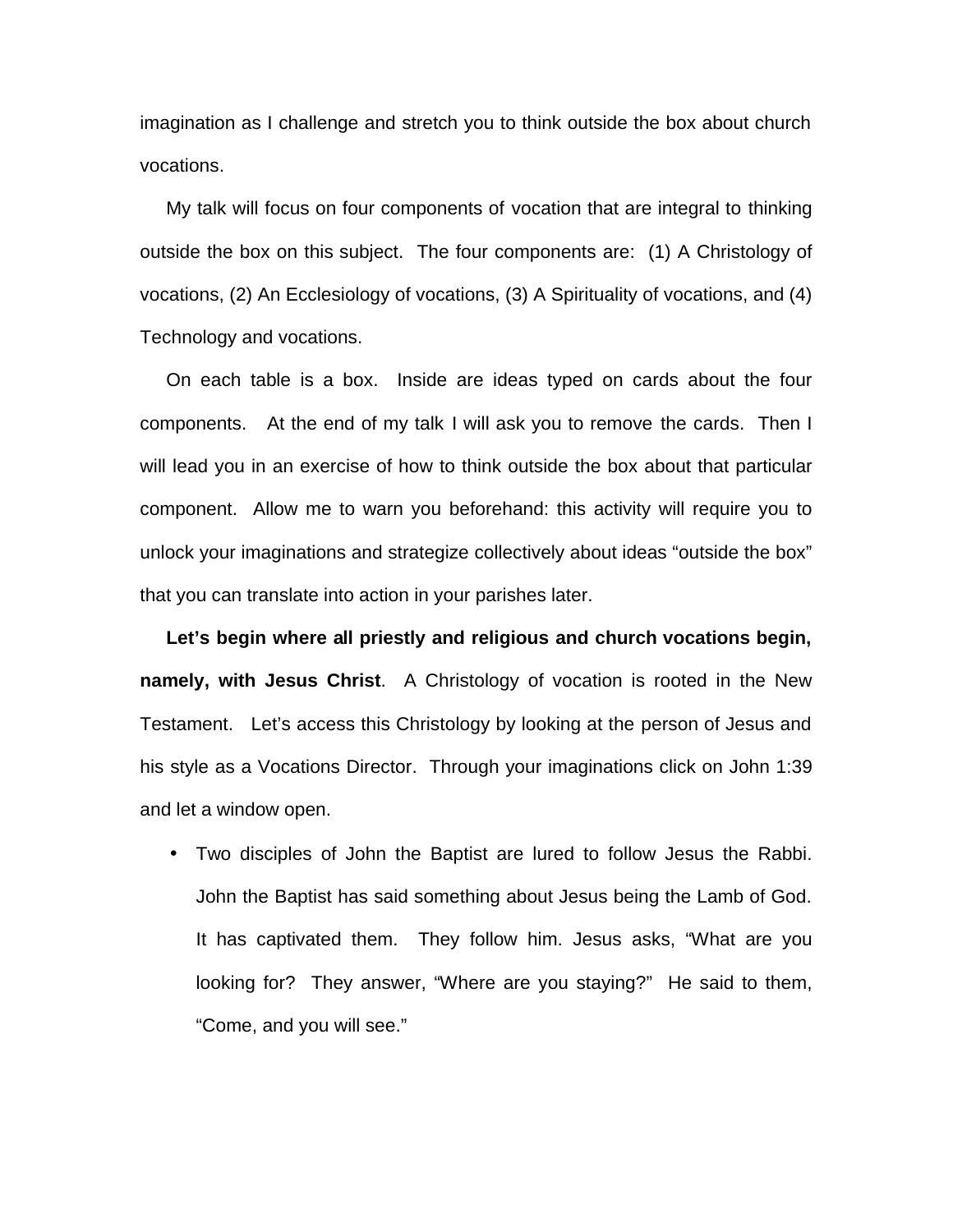imagination as I challenge and stretch you to think outside the box about church vocations.

My talk will focus on four components of vocation that are integral to thinking outside the box on this subject. The four components are: (1) A Christology of vocations, (2) An Ecclesiology of vocations, (3) A Spirituality of vocations, and (4) Technology and vocations.

On each table is a box. Inside are ideas typed on cards about the four components. At the end of my talk I will ask you to remove the cards. Then I will lead you in an exercise of how to think outside the box about that particular component. Allow me to warn you beforehand: this activity will require you to unlock your imaginations and strategize collectively about ideas "outside the box" that you can translate into action in your parishes later.

**Let's begin where all priestly and religious and church vocations begin, namely, with Jesus Christ**. A Christology of vocation is rooted in the New Testament. Let's access this Christology by looking at the person of Jesus and his style as a Vocations Director. Through your imaginations click on John 1:39 and let a window open.

- Two disciples of John the Baptist are lured to follow Jesus the Rabbi. John the Baptist has said something about Jesus being the Lamb of God. It has captivated them. They follow him. Jesus asks, "What are you looking for? They answer, "Where are you staying?" He said to them, "Come, and you will see."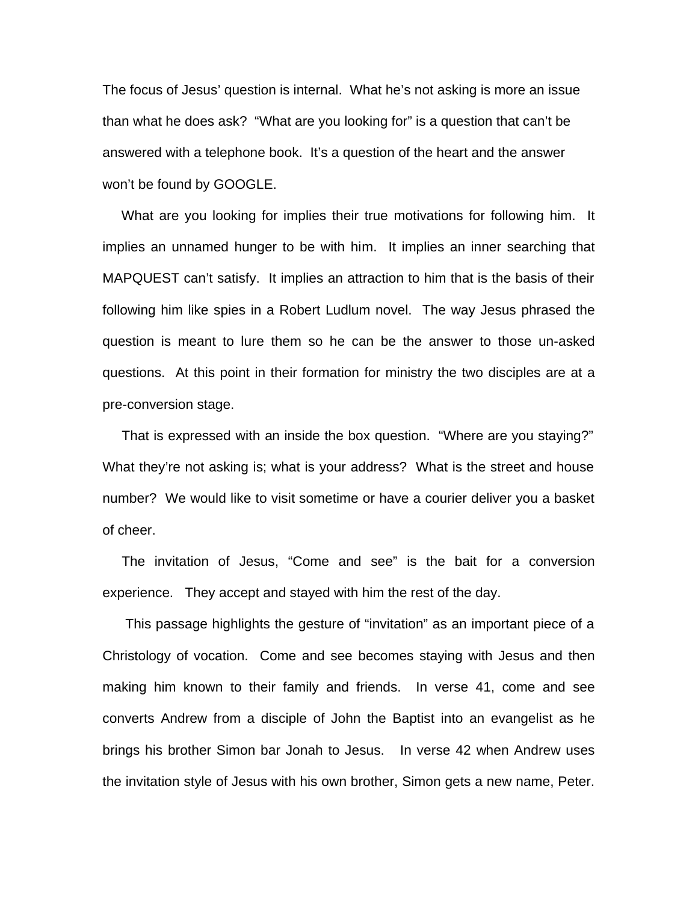The focus of Jesus' question is internal. What he's not asking is more an issue than what he does ask? "What are you looking for" is a question that can't be answered with a telephone book. It's a question of the heart and the answer won't be found by GOOGLE.

What are you looking for implies their true motivations for following him. It implies an unnamed hunger to be with him. It implies an inner searching that MAPQUEST can't satisfy. It implies an attraction to him that is the basis of their following him like spies in a Robert Ludlum novel. The way Jesus phrased the question is meant to lure them so he can be the answer to those un-asked questions. At this point in their formation for ministry the two disciples are at a pre-conversion stage.

That is expressed with an inside the box question. "Where are you staying?" What they're not asking is; what is your address? What is the street and house number? We would like to visit sometime or have a courier deliver you a basket of cheer.

The invitation of Jesus, "Come and see" is the bait for a conversion experience. They accept and stayed with him the rest of the day.

This passage highlights the gesture of "invitation" as an important piece of a Christology of vocation. Come and see becomes staying with Jesus and then making him known to their family and friends. In verse 41, come and see converts Andrew from a disciple of John the Baptist into an evangelist as he brings his brother Simon bar Jonah to Jesus. In verse 42 when Andrew uses the invitation style of Jesus with his own brother, Simon gets a new name, Peter.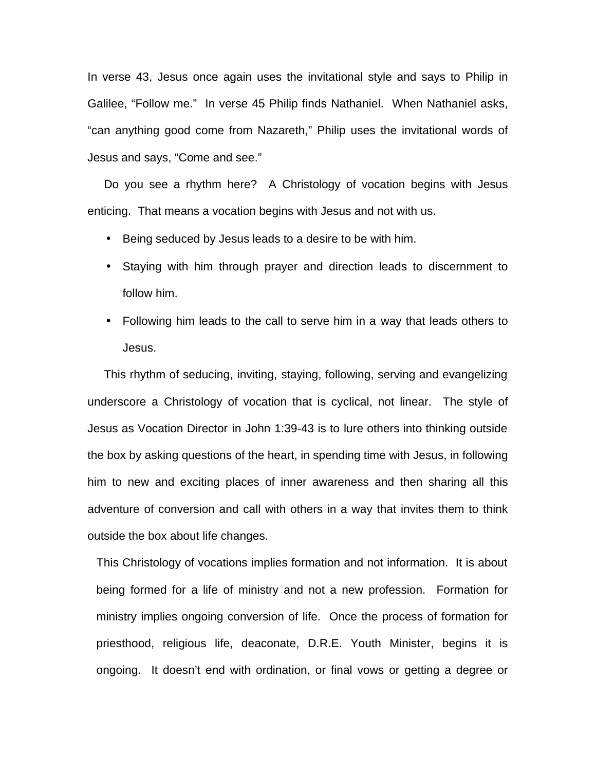In verse 43, Jesus once again uses the invitational style and says to Philip in Galilee, “Follow me.” In verse 45 Philip finds Nathaniel. When Nathaniel asks, “can anything good come from Nazareth,” Philip uses the invitational words of Jesus and says, “Come and see.”

Do you see a rhythm here? A Christology of vocation begins with Jesus enticing. That means a vocation begins with Jesus and not with us.

- Being seduced by Jesus leads to a desire to be with him.
- Staying with him through prayer and direction leads to discernment to follow him.
- Following him leads to the call to serve him in a way that leads others to Jesus.

This rhythm of seducing, inviting, staying, following, serving and evangelizing underscore a Christology of vocation that is cyclical, not linear. The style of Jesus as Vocation Director in John 1:39-43 is to lure others into thinking outside the box by asking questions of the heart, in spending time with Jesus, in following him to new and exciting places of inner awareness and then sharing all this adventure of conversion and call with others in a way that invites them to think outside the box about life changes.

This Christology of vocations implies formation and not information. It is about being formed for a life of ministry and not a new profession. Formation for ministry implies ongoing conversion of life. Once the process of formation for priesthood, religious life, deaconate, D.R.E. Youth Minister, begins it is ongoing. It doesn’t end with ordination, or final vows or getting a degree or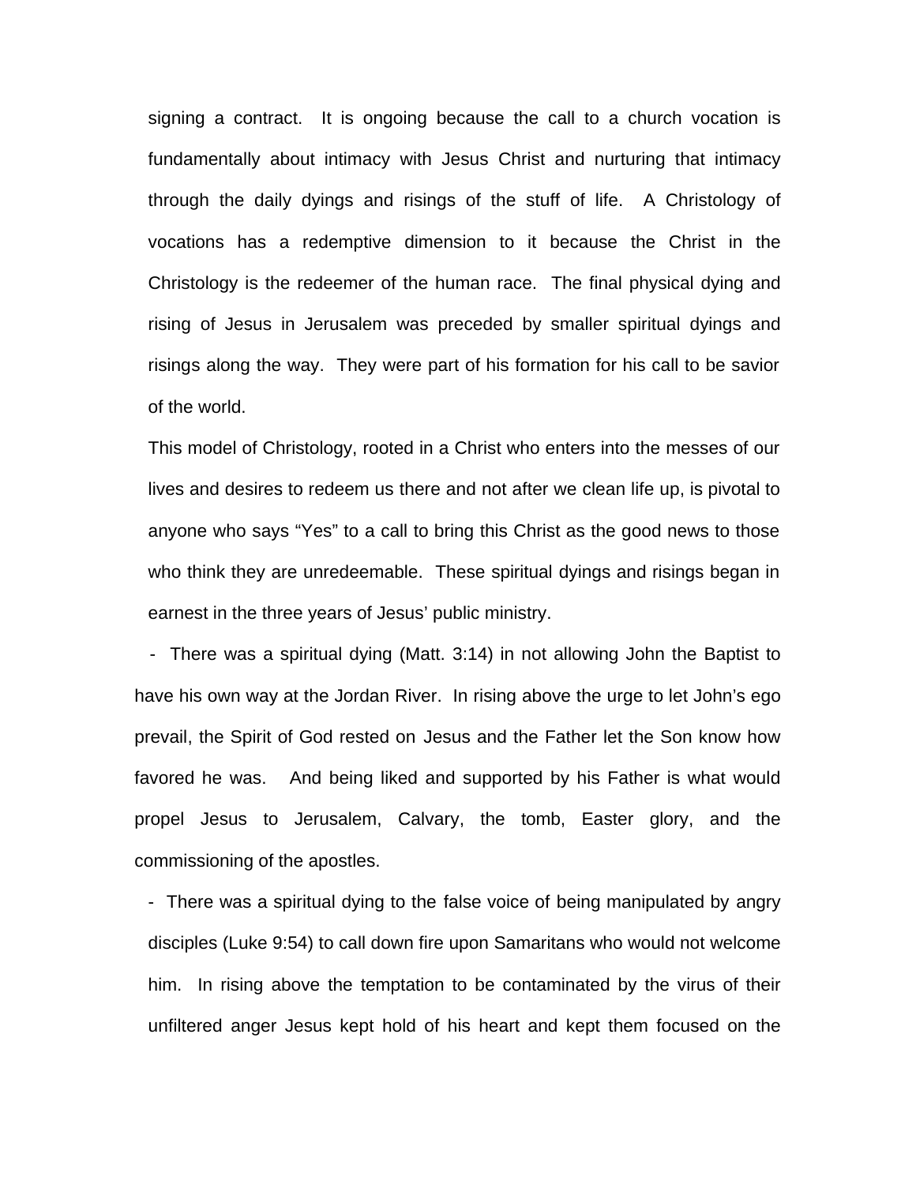signing a contract. It is ongoing because the call to a church vocation is fundamentally about intimacy with Jesus Christ and nurturing that intimacy through the daily dyings and risings of the stuff of life. A Christology of vocations has a redemptive dimension to it because the Christ in the Christology is the redeemer of the human race. The final physical dying and rising of Jesus in Jerusalem was preceded by smaller spiritual dyings and risings along the way. They were part of his formation for his call to be savior of the world.

This model of Christology, rooted in a Christ who enters into the messes of our lives and desires to redeem us there and not after we clean life up, is pivotal to anyone who says "Yes" to a call to bring this Christ as the good news to those who think they are unredeemable. These spiritual dyings and risings began in earnest in the three years of Jesus' public ministry.

- There was a spiritual dying (Matt. 3:14) in not allowing John the Baptist to have his own way at the Jordan River. In rising above the urge to let John's ego prevail, the Spirit of God rested on Jesus and the Father let the Son know how favored he was. And being liked and supported by his Father is what would propel Jesus to Jerusalem, Calvary, the tomb, Easter glory, and the commissioning of the apostles.
- There was a spiritual dying to the false voice of being manipulated by angry disciples (Luke 9:54) to call down fire upon Samaritans who would not welcome him. In rising above the temptation to be contaminated by the virus of their unfiltered anger Jesus kept hold of his heart and kept them focused on the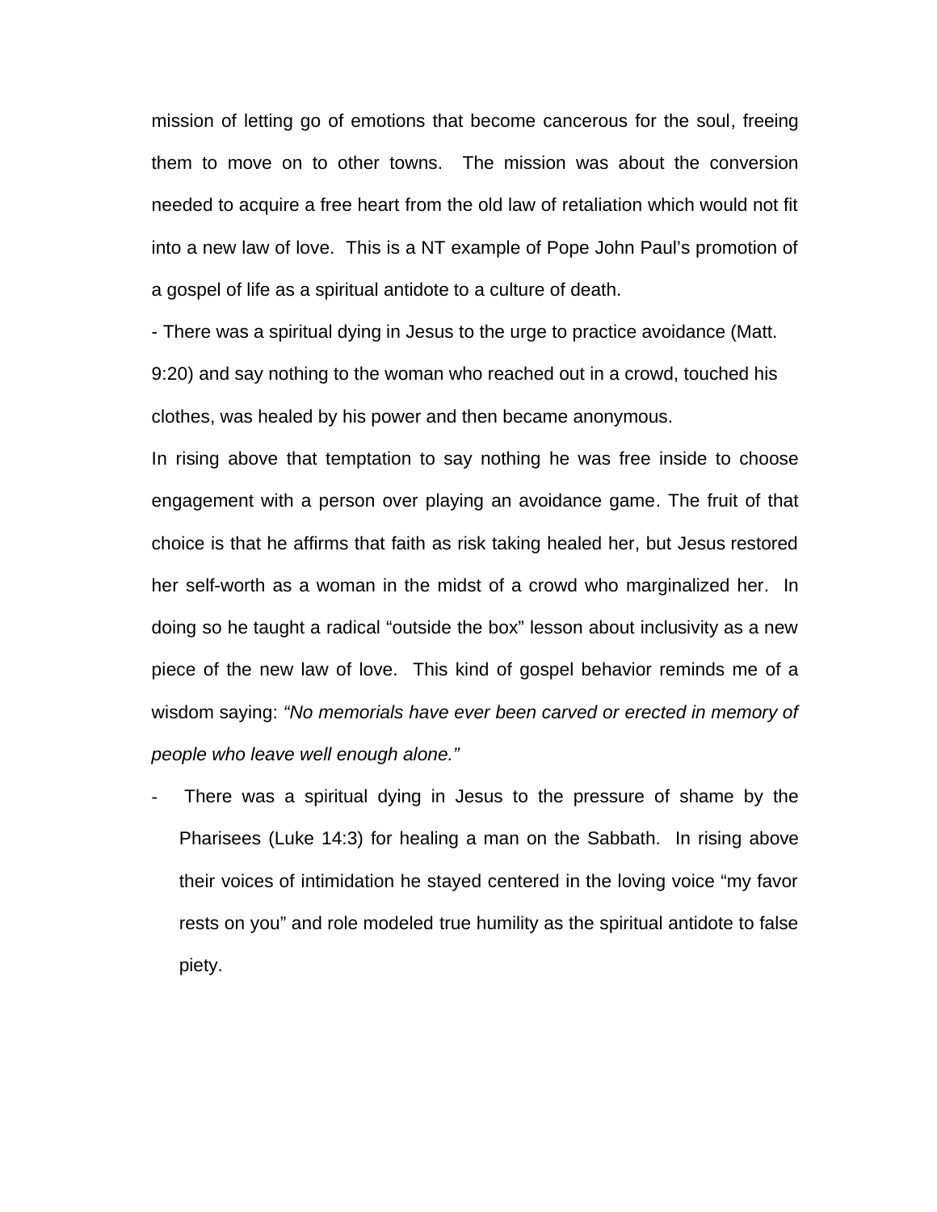mission of letting go of emotions that become cancerous for the soul, freeing them to move on to other towns. The mission was about the conversion needed to acquire a free heart from the old law of retaliation which would not fit into a new law of love. This is a NT example of Pope John Paul's promotion of a gospel of life as a spiritual antidote to a culture of death.

- There was a spiritual dying in Jesus to the urge to practice avoidance (Matt. 9:20) and say nothing to the woman who reached out in a crowd, touched his clothes, was healed by his power and then became anonymous.

In rising above that temptation to say nothing he was free inside to choose engagement with a person over playing an avoidance game. The fruit of that choice is that he affirms that faith as risk taking healed her, but Jesus restored her self-worth as a woman in the midst of a crowd who marginalized her. In doing so he taught a radical "outside the box" lesson about inclusivity as a new piece of the new law of love. This kind of gospel behavior reminds me of a wisdom saying: *"No memorials have ever been carved or erected in memory of people who leave well enough alone."*

- There was a spiritual dying in Jesus to the pressure of shame by the Pharisees (Luke 14:3) for healing a man on the Sabbath. In rising above their voices of intimidation he stayed centered in the loving voice "my favor rests on you" and role modeled true humility as the spiritual antidote to false piety.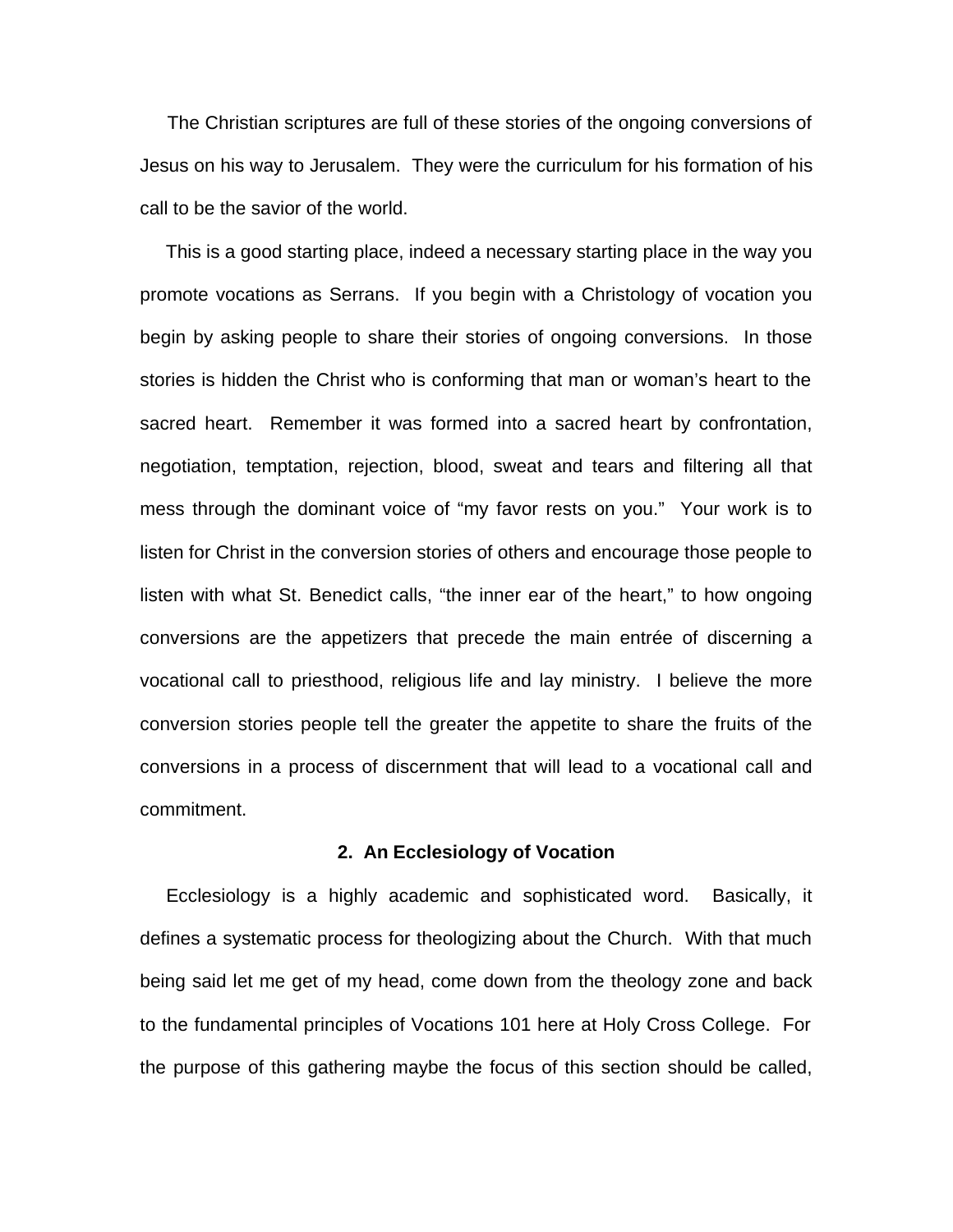The Christian scriptures are full of these stories of the ongoing conversions of Jesus on his way to Jerusalem. They were the curriculum for his formation of his call to be the savior of the world.

This is a good starting place, indeed a necessary starting place in the way you promote vocations as Serrans. If you begin with a Christology of vocation you begin by asking people to share their stories of ongoing conversions. In those stories is hidden the Christ who is conforming that man or woman's heart to the sacred heart. Remember it was formed into a sacred heart by confrontation, negotiation, temptation, rejection, blood, sweat and tears and filtering all that mess through the dominant voice of "my favor rests on you." Your work is to listen for Christ in the conversion stories of others and encourage those people to listen with what St. Benedict calls, "the inner ear of the heart," to how ongoing conversions are the appetizers that precede the main entrée of discerning a vocational call to priesthood, religious life and lay ministry. I believe the more conversion stories people tell the greater the appetite to share the fruits of the conversions in a process of discernment that will lead to a vocational call and commitment.

## 2. An Ecclesiology of Vocation

Ecclesiology is a highly academic and sophisticated word. Basically, it defines a systematic process for theologizing about the Church. With that much being said let me get of my head, come down from the theology zone and back to the fundamental principles of Vocations 101 here at Holy Cross College. For the purpose of this gathering maybe the focus of this section should be called,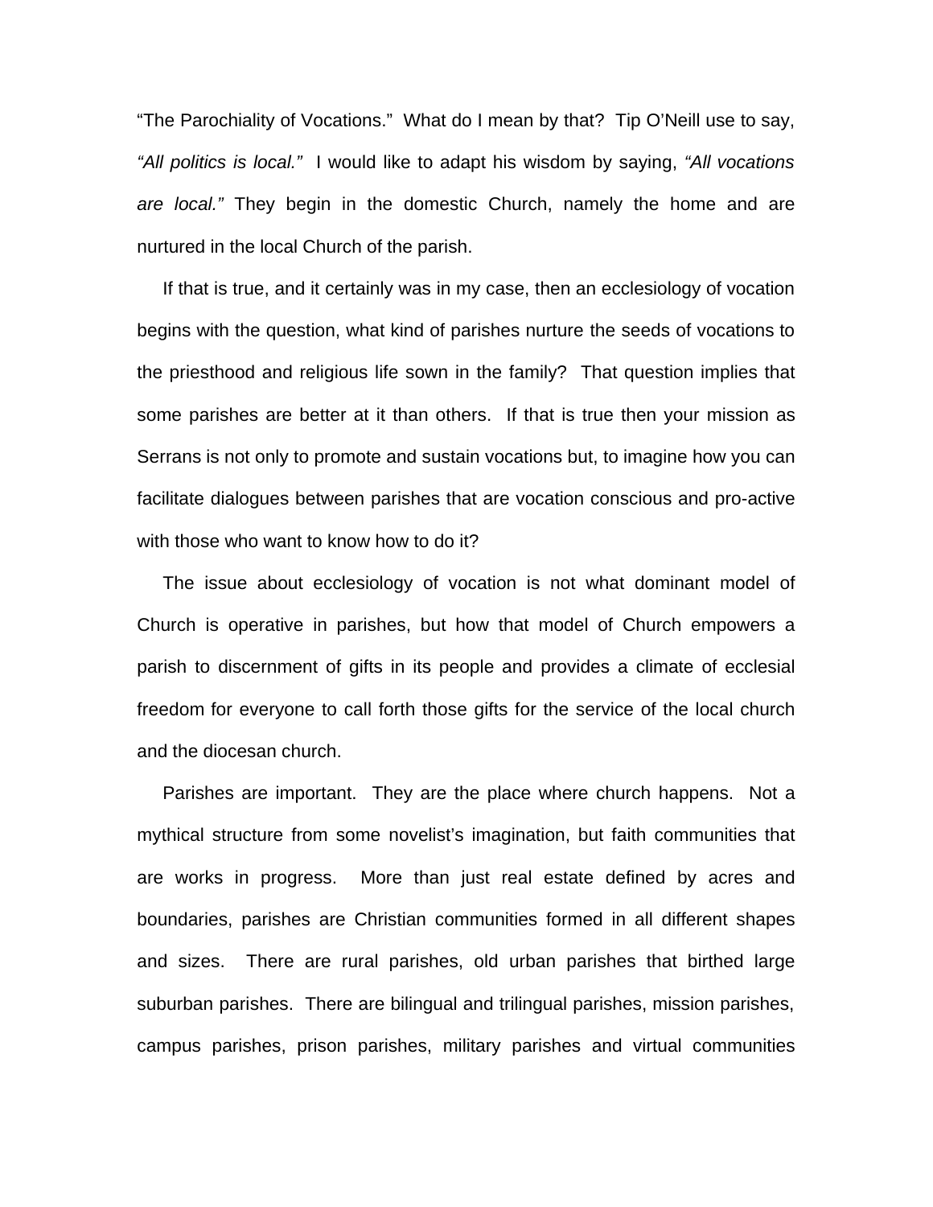“The Parochiality of Vocations.” What do I mean by that? Tip O’Neill use to say, *“All politics is local.”* I would like to adapt his wisdom by saying, *“All vocations are local.”* They begin in the domestic Church, namely the home and are nurtured in the local Church of the parish.

If that is true, and it certainly was in my case, then an ecclesiology of vocation begins with the question, what kind of parishes nurture the seeds of vocations to the priesthood and religious life sown in the family? That question implies that some parishes are better at it than others. If that is true then your mission as Serrans is not only to promote and sustain vocations but, to imagine how you can facilitate dialogues between parishes that are vocation conscious and pro-active with those who want to know how to do it?

The issue about ecclesiology of vocation is not what dominant model of Church is operative in parishes, but how that model of Church empowers a parish to discernment of gifts in its people and provides a climate of ecclesial freedom for everyone to call forth those gifts for the service of the local church and the diocesan church.

Parishes are important. They are the place where church happens. Not a mythical structure from some novelist’s imagination, but faith communities that are works in progress. More than just real estate defined by acres and boundaries, parishes are Christian communities formed in all different shapes and sizes. There are rural parishes, old urban parishes that birthed large suburban parishes. There are bilingual and trilingual parishes, mission parishes, campus parishes, prison parishes, military parishes and virtual communities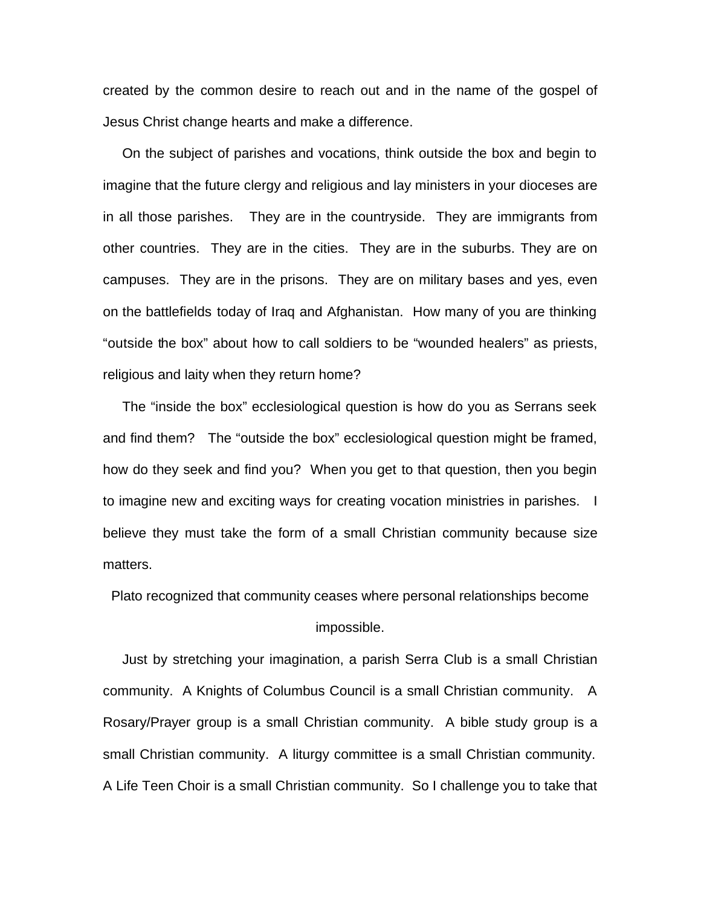created by the common desire to reach out and in the name of the gospel of Jesus Christ change hearts and make a difference.

On the subject of parishes and vocations, think outside the box and begin to imagine that the future clergy and religious and lay ministers in your dioceses are in all those parishes. They are in the countryside. They are immigrants from other countries. They are in the cities. They are in the suburbs. They are on campuses. They are in the prisons. They are on military bases and yes, even on the battlefields today of Iraq and Afghanistan. How many of you are thinking "outside the box" about how to call soldiers to be "wounded healers" as priests, religious and laity when they return home?

The "inside the box" ecclesiological question is how do you as Serrans seek and find them? The "outside the box" ecclesiological question might be framed, how do they seek and find you? When you get to that question, then you begin to imagine new and exciting ways for creating vocation ministries in parishes. I believe they must take the form of a small Christian community because size matters.

Plato recognized that community ceases where personal relationships become impossible.

Just by stretching your imagination, a parish Serra Club is a small Christian community. A Knights of Columbus Council is a small Christian community. A Rosary/Prayer group is a small Christian community. A bible study group is a small Christian community. A liturgy committee is a small Christian community. A Life Teen Choir is a small Christian community. So I challenge you to take that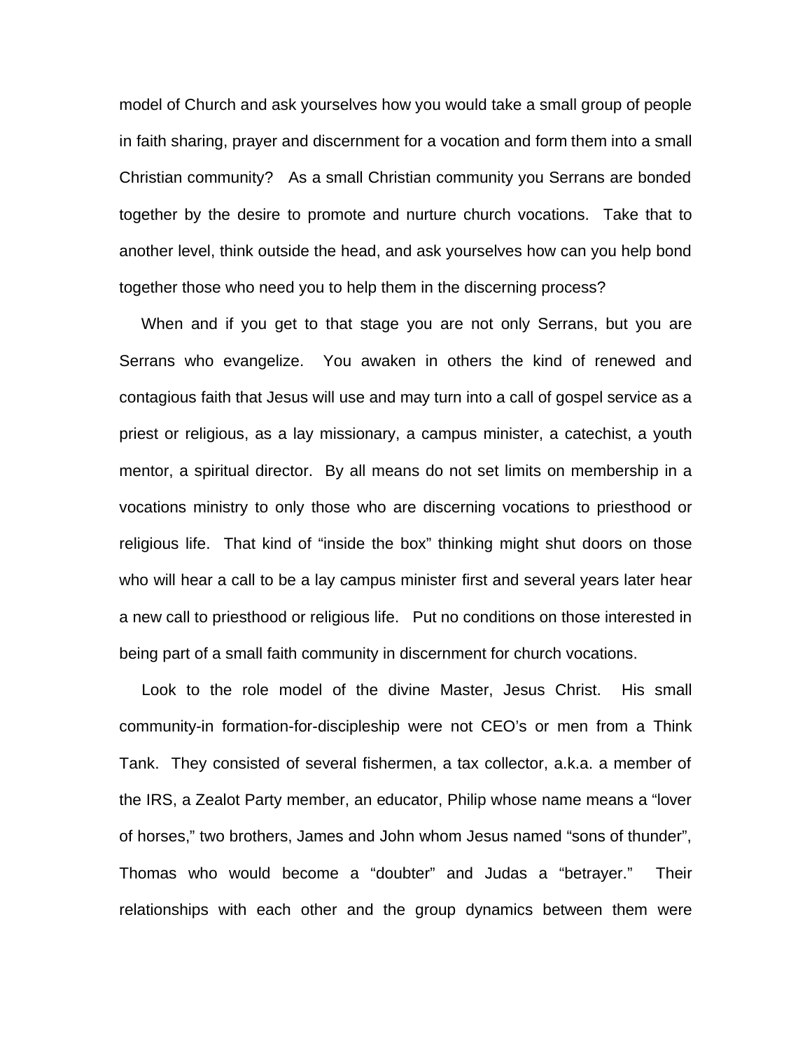model of Church and ask yourselves how you would take a small group of people in faith sharing, prayer and discernment for a vocation and form them into a small Christian community? As a small Christian community you Serrans are bonded together by the desire to promote and nurture church vocations. Take that to another level, think outside the head, and ask yourselves how can you help bond together those who need you to help them in the discerning process?

When and if you get to that stage you are not only Serrans, but you are Serrans who evangelize. You awaken in others the kind of renewed and contagious faith that Jesus will use and may turn into a call of gospel service as a priest or religious, as a lay missionary, a campus minister, a catechist, a youth mentor, a spiritual director. By all means do not set limits on membership in a vocations ministry to only those who are discerning vocations to priesthood or religious life. That kind of "inside the box" thinking might shut doors on those who will hear a call to be a lay campus minister first and several years later hear a new call to priesthood or religious life. Put no conditions on those interested in being part of a small faith community in discernment for church vocations.

Look to the role model of the divine Master, Jesus Christ. His small community-in formation-for-discipleship were not CEO's or men from a Think Tank. They consisted of several fishermen, a tax collector, a.k.a. a member of the IRS, a Zealot Party member, an educator, Philip whose name means a "lover of horses," two brothers, James and John whom Jesus named "sons of thunder", Thomas who would become a "doubter" and Judas a "betrayer." Their relationships with each other and the group dynamics between them were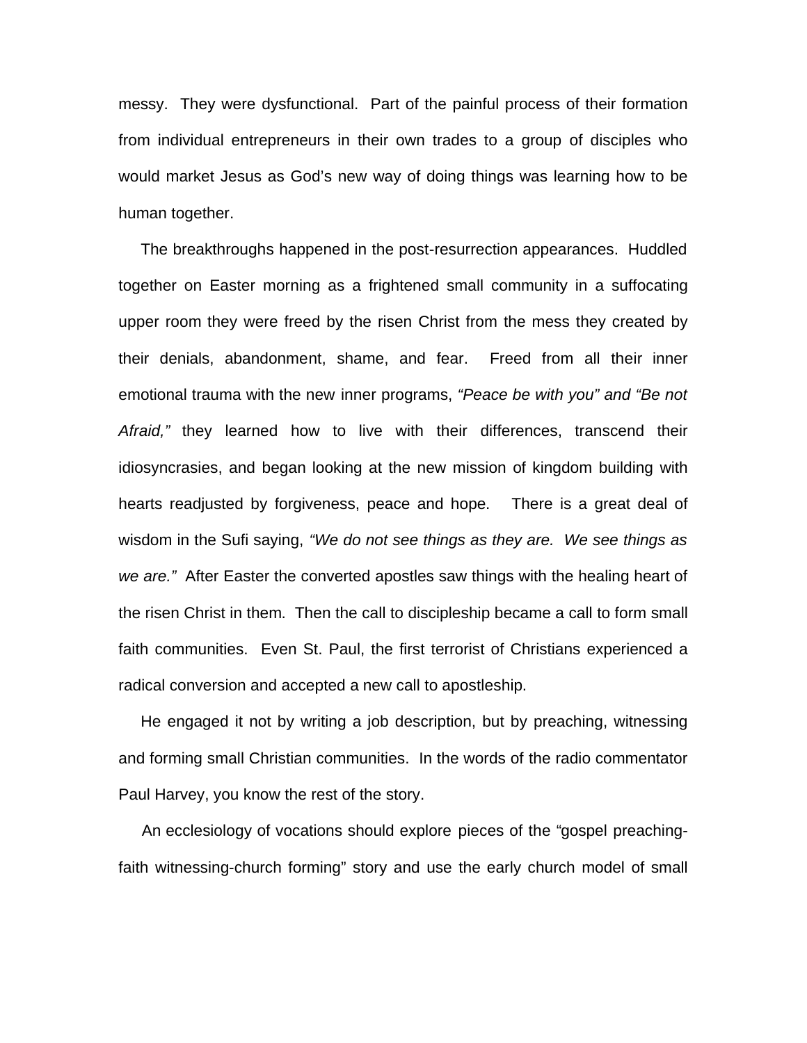messy. They were dysfunctional. Part of the painful process of their formation from individual entrepreneurs in their own trades to a group of disciples who would market Jesus as God's new way of doing things was learning how to be human together.

The breakthroughs happened in the post-resurrection appearances. Huddled together on Easter morning as a frightened small community in a suffocating upper room they were freed by the risen Christ from the mess they created by their denials, abandonment, shame, and fear. Freed from all their inner emotional trauma with the new inner programs, *"Peace be with you" and "Be not Afraid,"* they learned how to live with their differences, transcend their idiosyncrasies, and began looking at the new mission of kingdom building with hearts readjusted by forgiveness, peace and hope. There is a great deal of wisdom in the Sufi saying, *"We do not see things as they are. We see things as we are."* After Easter the converted apostles saw things with the healing heart of the risen Christ in them. Then the call to discipleship became a call to form small faith communities. Even St. Paul, the first terrorist of Christians experienced a radical conversion and accepted a new call to apostleship.

He engaged it not by writing a job description, but by preaching, witnessing and forming small Christian communities. In the words of the radio commentator Paul Harvey, you know the rest of the story.

An ecclesiology of vocations should explore pieces of the "gospel preaching-faith witnessing-church forming" story and use the early church model of small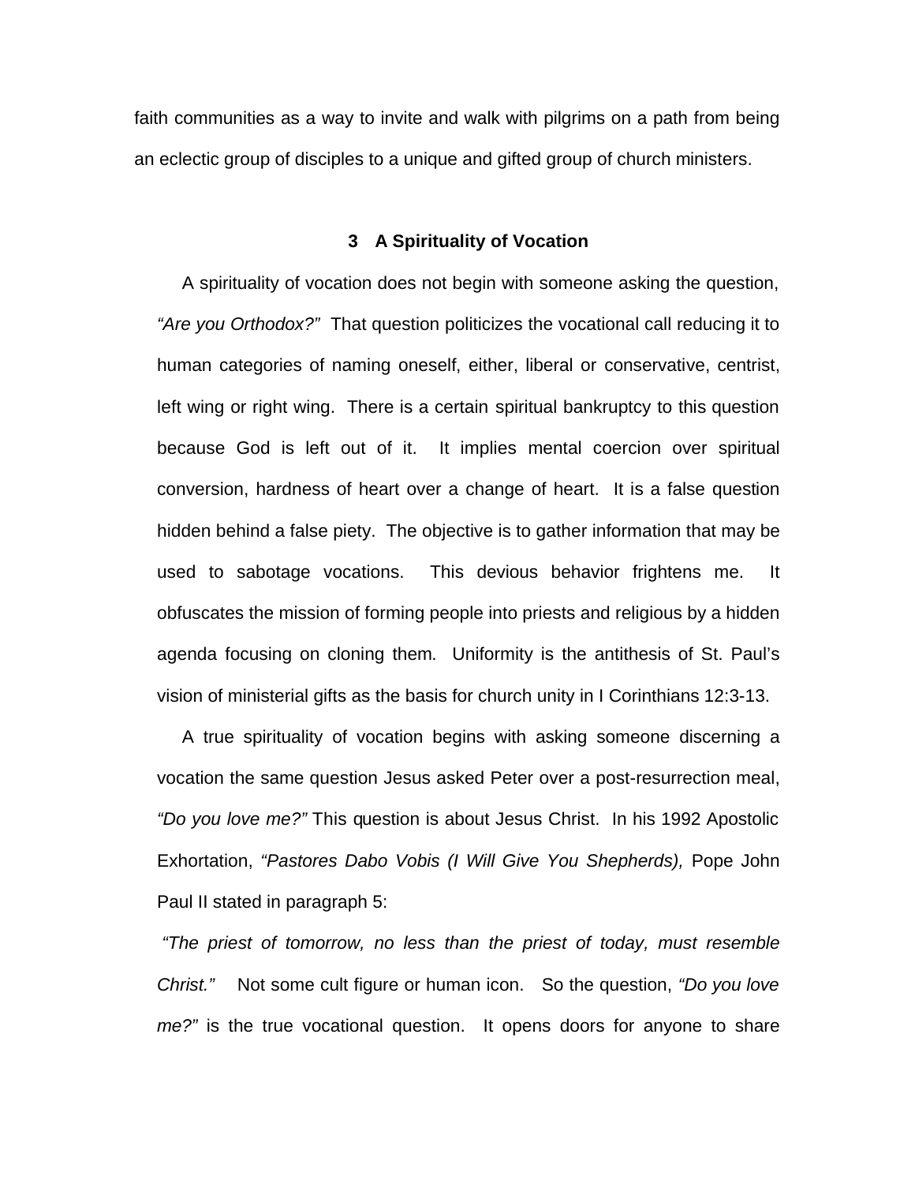faith communities as a way to invite and walk with pilgrims on a path from being an eclectic group of disciples to a unique and gifted group of church ministers.

## 3 A Spirituality of Vocation

A spirituality of vocation does not begin with someone asking the question, *"Are you Orthodox?"* That question politicizes the vocational call reducing it to human categories of naming oneself, either, liberal or conservative, centrist, left wing or right wing. There is a certain spiritual bankruptcy to this question because God is left out of it. It implies mental coercion over spiritual conversion, hardness of heart over a change of heart. It is a false question hidden behind a false piety. The objective is to gather information that may be used to sabotage vocations. This devious behavior frightens me. It obfuscates the mission of forming people into priests and religious by a hidden agenda focusing on cloning them. Uniformity is the antithesis of St. Paul's vision of ministerial gifts as the basis for church unity in I Corinthians 12:3-13.

A true spirituality of vocation begins with asking someone discerning a vocation the same question Jesus asked Peter over a post-resurrection meal, *"Do you love me?"* This question is about Jesus Christ. In his 1992 Apostolic Exhortation, *"Pastores Dabo Vobis (I Will Give You Shepherds),* Pope John Paul II stated in paragraph 5:

*"The priest of tomorrow, no less than the priest of today, must resemble Christ."* Not some cult figure or human icon. So the question, *"Do you love me?"* is the true vocational question. It opens doors for anyone to share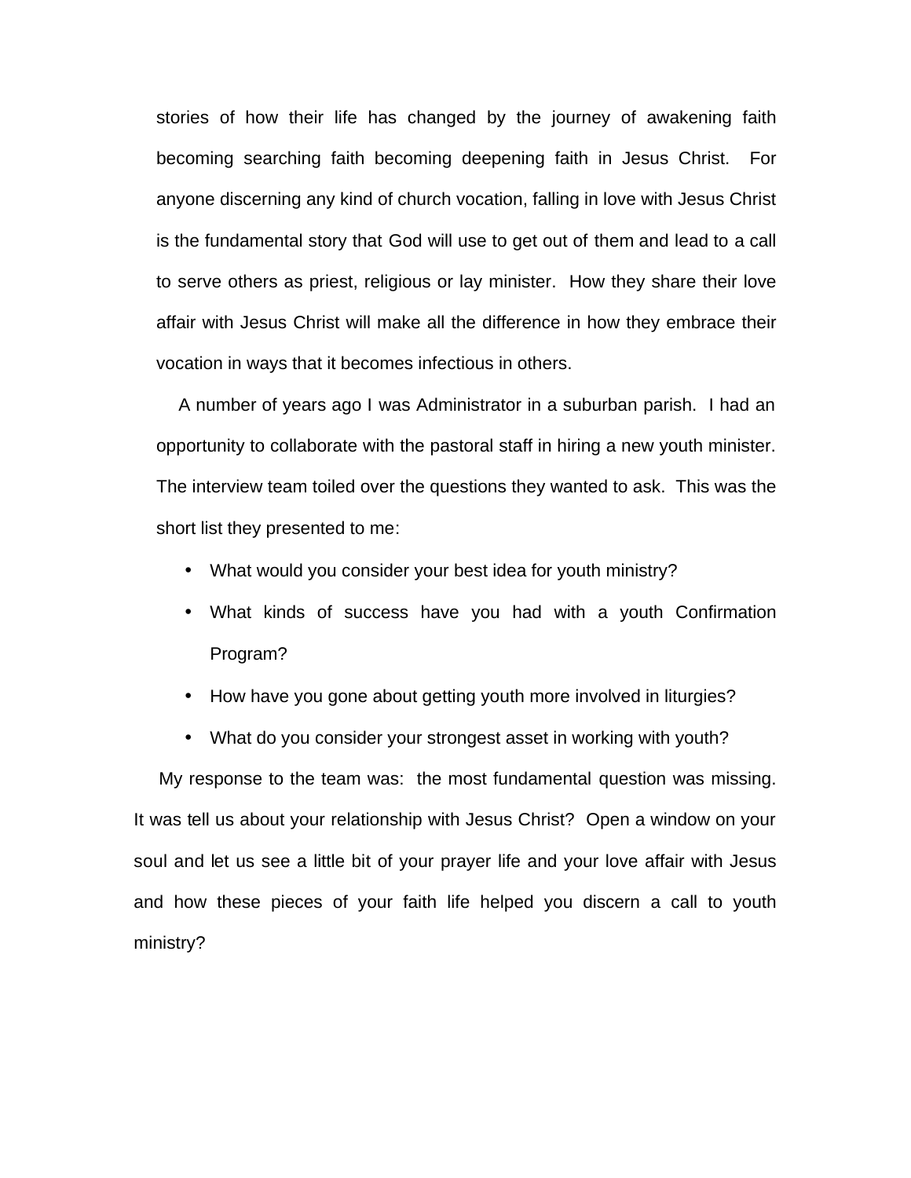stories of how their life has changed by the journey of awakening faith becoming searching faith becoming deepening faith in Jesus Christ. For anyone discerning any kind of church vocation, falling in love with Jesus Christ is the fundamental story that God will use to get out of them and lead to a call to serve others as priest, religious or lay minister. How they share their love affair with Jesus Christ will make all the difference in how they embrace their vocation in ways that it becomes infectious in others.

A number of years ago I was Administrator in a suburban parish. I had an opportunity to collaborate with the pastoral staff in hiring a new youth minister. The interview team toiled over the questions they wanted to ask. This was the short list they presented to me:

- What would you consider your best idea for youth ministry?
- What kinds of success have you had with a youth Confirmation Program?
- How have you gone about getting youth more involved in liturgies?
- What do you consider your strongest asset in working with youth?

My response to the team was: the most fundamental question was missing. It was tell us about your relationship with Jesus Christ? Open a window on your soul and let us see a little bit of your prayer life and your love affair with Jesus and how these pieces of your faith life helped you discern a call to youth ministry?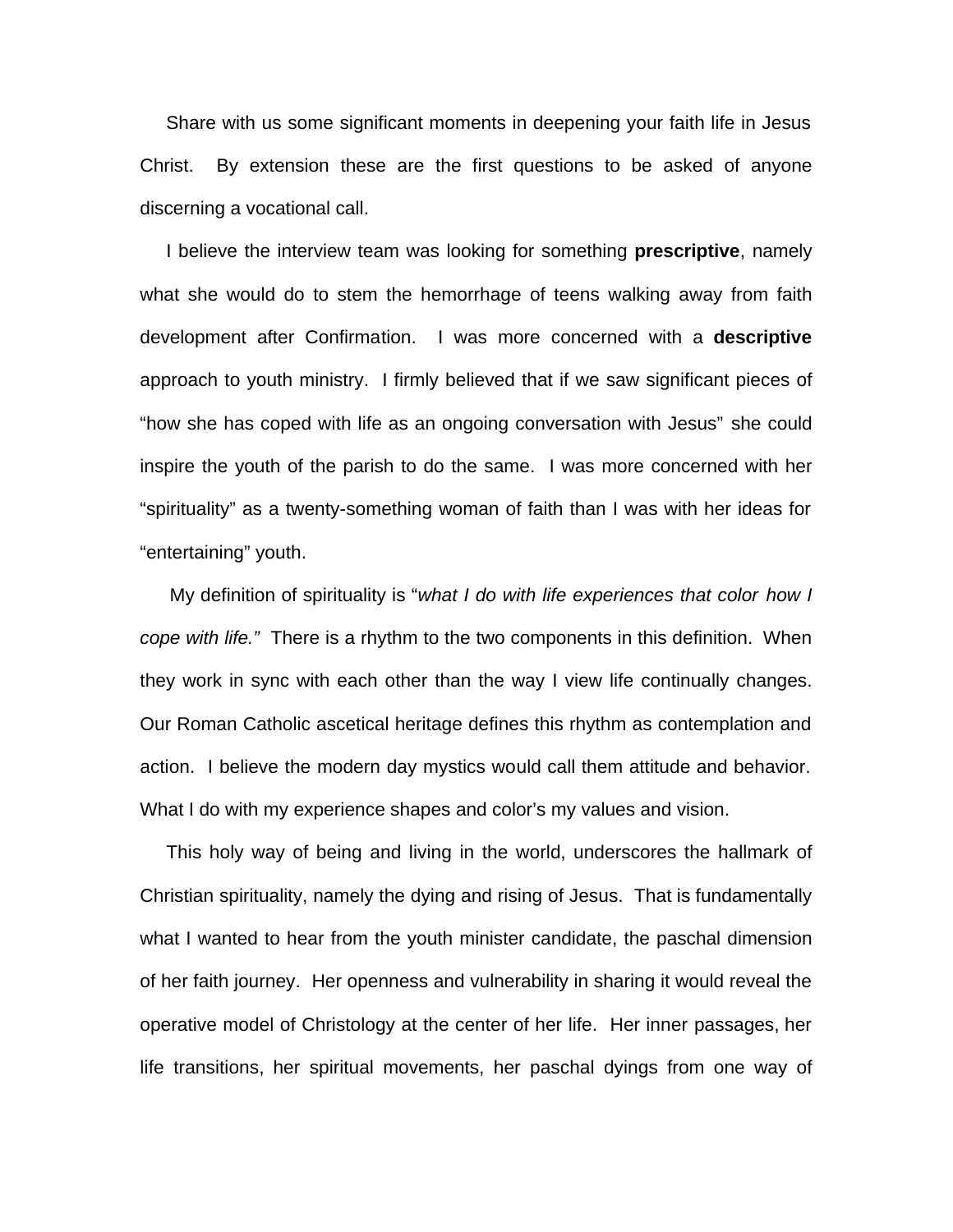Share with us some significant moments in deepening your faith life in Jesus Christ. By extension these are the first questions to be asked of anyone discerning a vocational call.

I believe the interview team was looking for something **prescriptive**, namely what she would do to stem the hemorrhage of teens walking away from faith development after Confirmation. I was more concerned with a **descriptive** approach to youth ministry. I firmly believed that if we saw significant pieces of "how she has coped with life as an ongoing conversation with Jesus" she could inspire the youth of the parish to do the same. I was more concerned with her "spirituality" as a twenty-something woman of faith than I was with her ideas for "entertaining" youth.

My definition of spirituality is "*what I do with life experiences that color how I cope with life."* There is a rhythm to the two components in this definition. When they work in sync with each other than the way I view life continually changes. Our Roman Catholic ascetical heritage defines this rhythm as contemplation and action. I believe the modern day mystics would call them attitude and behavior. What I do with my experience shapes and color's my values and vision.

This holy way of being and living in the world, underscores the hallmark of Christian spirituality, namely the dying and rising of Jesus. That is fundamentally what I wanted to hear from the youth minister candidate, the paschal dimension of her faith journey. Her openness and vulnerability in sharing it would reveal the operative model of Christology at the center of her life. Her inner passages, her life transitions, her spiritual movements, her paschal dyings from one way of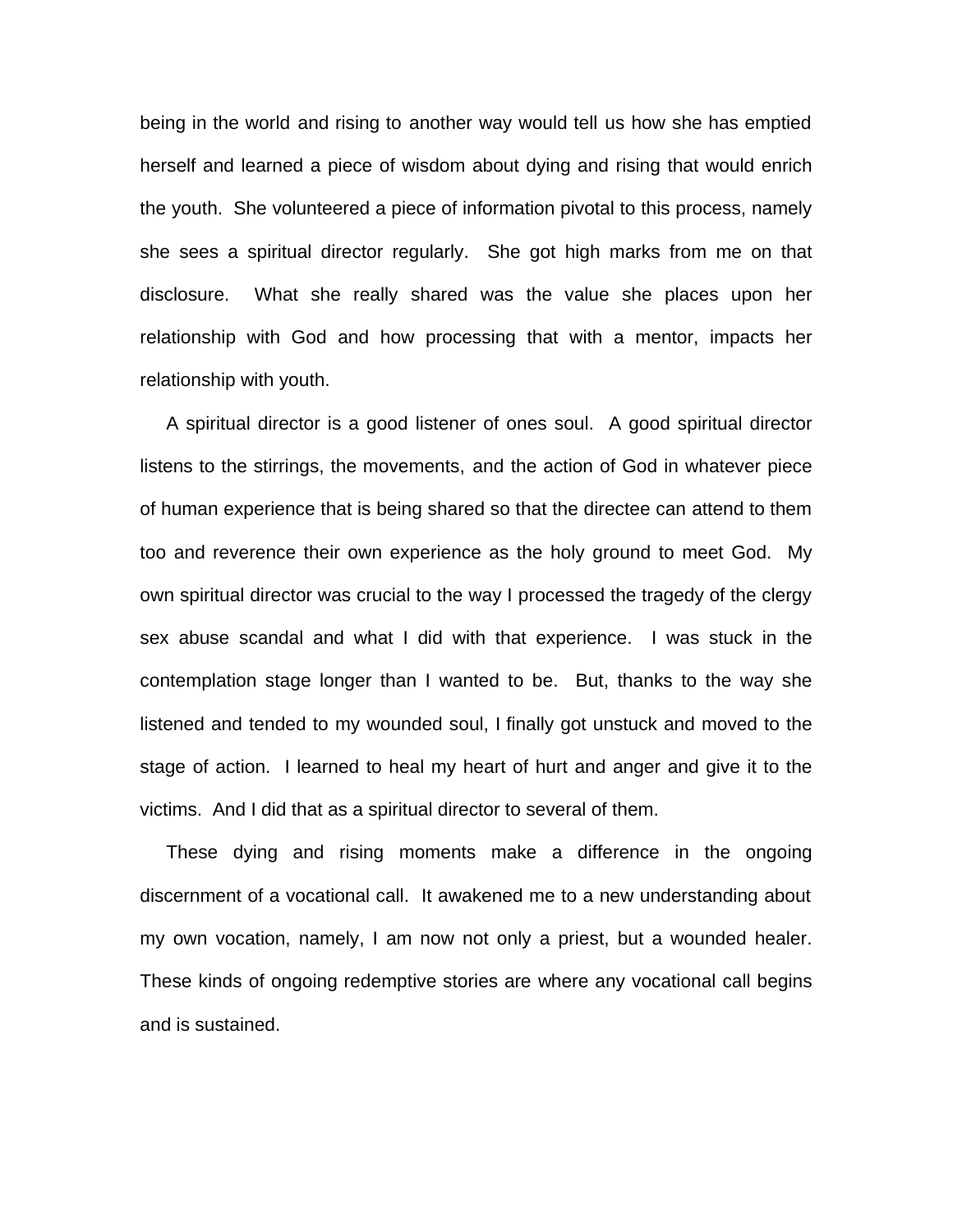being in the world and rising to another way would tell us how she has emptied herself and learned a piece of wisdom about dying and rising that would enrich the youth.  She volunteered a piece of information pivotal to this process, namely she sees a spiritual director regularly.  She got high marks from me on that disclosure.  What she really shared was the value she places upon her relationship with God and how processing that with a mentor, impacts her relationship with youth.

A spiritual director is a good listener of ones soul.  A good spiritual director listens to the stirrings, the movements, and the action of God in whatever piece of human experience that is being shared so that the directee can attend to them too and reverence their own experience as the holy ground to meet God.  My own spiritual director was crucial to the way I processed the tragedy of the clergy sex abuse scandal and what I did with that experience.  I was stuck in the contemplation stage longer than I wanted to be.  But, thanks to the way she listened and tended to my wounded soul, I finally got unstuck and moved to the stage of action.  I learned to heal my heart of hurt and anger and give it to the victims.  And I did that as a spiritual director to several of them.

These dying and rising moments make a difference in the ongoing discernment of a vocational call.  It awakened me to a new understanding about my own vocation, namely, I am now not only a priest, but a wounded healer.  These kinds of ongoing redemptive stories are where any vocational call begins and is sustained.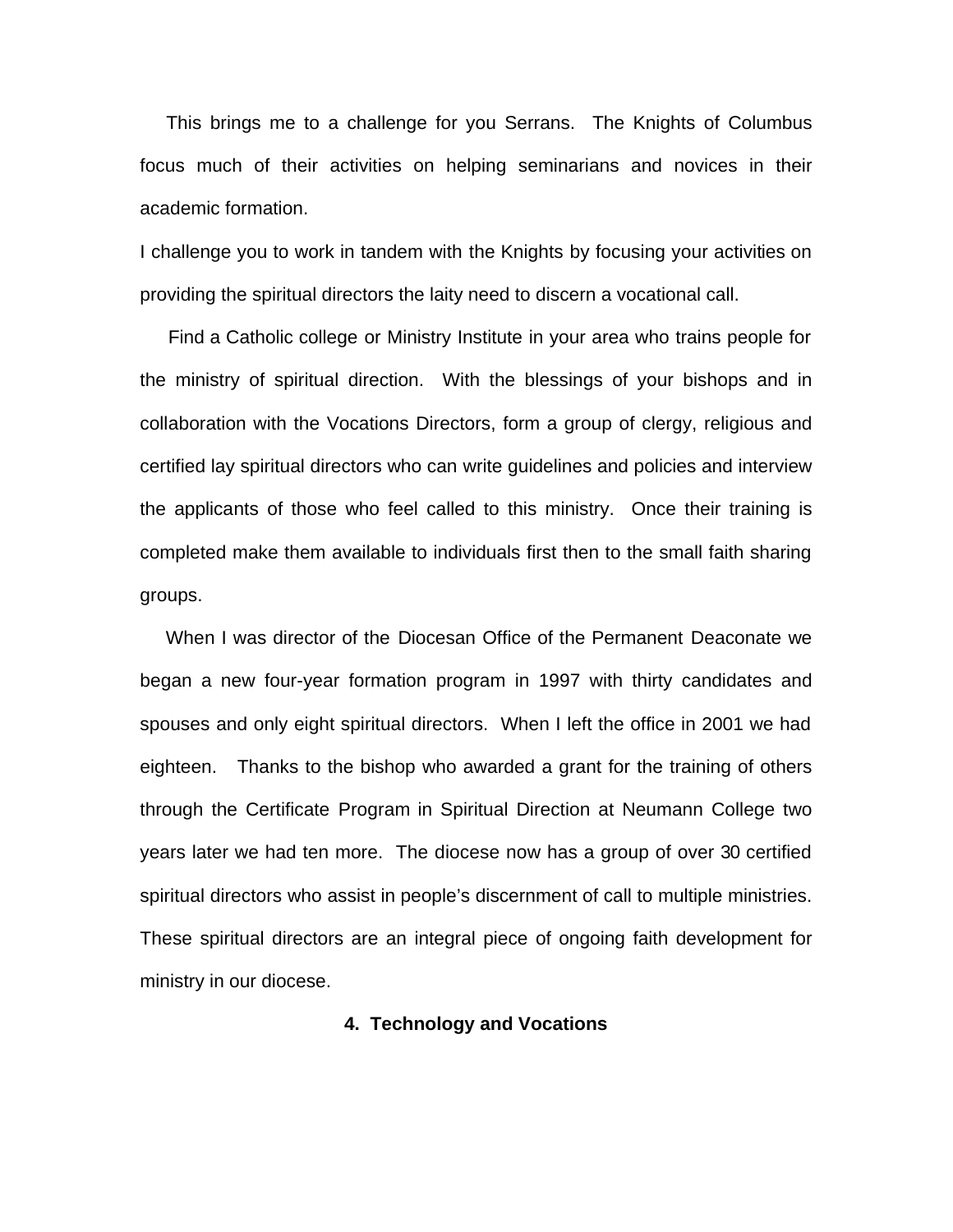This brings me to a challenge for you Serrans. The Knights of Columbus focus much of their activities on helping seminarians and novices in their academic formation.

I challenge you to work in tandem with the Knights by focusing your activities on providing the spiritual directors the laity need to discern a vocational call.

Find a Catholic college or Ministry Institute in your area who trains people for the ministry of spiritual direction. With the blessings of your bishops and in collaboration with the Vocations Directors, form a group of clergy, religious and certified lay spiritual directors who can write guidelines and policies and interview the applicants of those who feel called to this ministry. Once their training is completed make them available to individuals first then to the small faith sharing groups.

When I was director of the Diocesan Office of the Permanent Deaconate we began a new four-year formation program in 1997 with thirty candidates and spouses and only eight spiritual directors. When I left the office in 2001 we had eighteen. Thanks to the bishop who awarded a grant for the training of others through the Certificate Program in Spiritual Direction at Neumann College two years later we had ten more. The diocese now has a group of over 30 certified spiritual directors who assist in people's discernment of call to multiple ministries. These spiritual directors are an integral piece of ongoing faith development for ministry in our diocese.

## 4. Technology and Vocations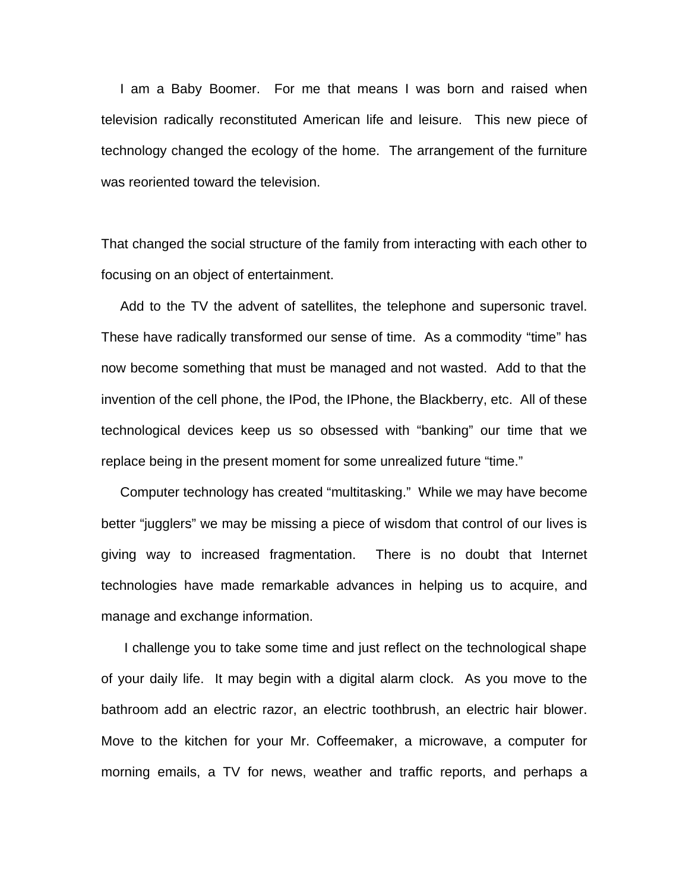I am a Baby Boomer. For me that means I was born and raised when television radically reconstituted American life and leisure. This new piece of technology changed the ecology of the home. The arrangement of the furniture was reoriented toward the television.

That changed the social structure of the family from interacting with each other to focusing on an object of entertainment.

Add to the TV the advent of satellites, the telephone and supersonic travel. These have radically transformed our sense of time. As a commodity "time" has now become something that must be managed and not wasted. Add to that the invention of the cell phone, the IPod, the IPhone, the Blackberry, etc. All of these technological devices keep us so obsessed with "banking" our time that we replace being in the present moment for some unrealized future "time."

Computer technology has created "multitasking." While we may have become better "jugglers" we may be missing a piece of wisdom that control of our lives is giving way to increased fragmentation. There is no doubt that Internet technologies have made remarkable advances in helping us to acquire, and manage and exchange information.

I challenge you to take some time and just reflect on the technological shape of your daily life. It may begin with a digital alarm clock. As you move to the bathroom add an electric razor, an electric toothbrush, an electric hair blower. Move to the kitchen for your Mr. Coffeemaker, a microwave, a computer for morning emails, a TV for news, weather and traffic reports, and perhaps a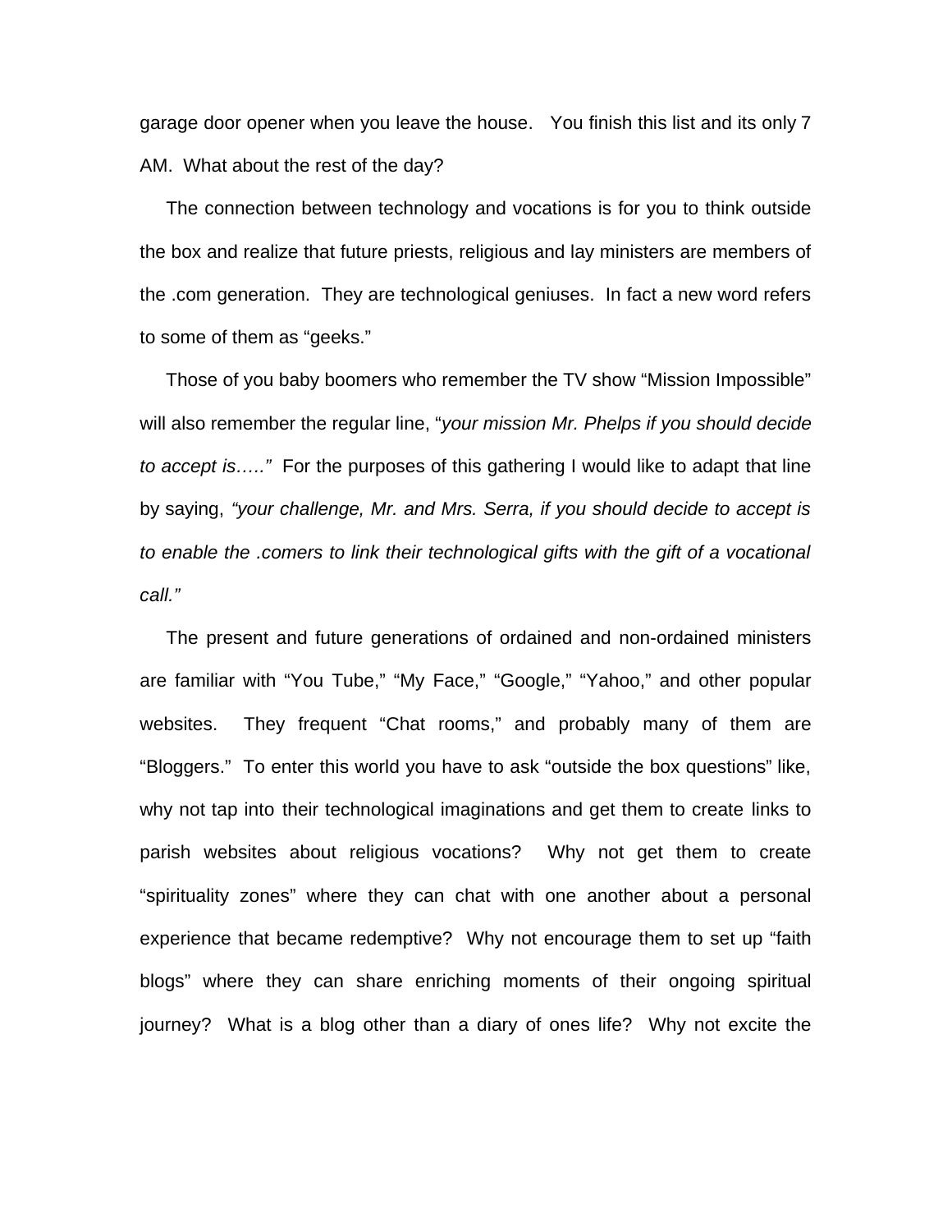garage door opener when you leave the house. You finish this list and its only 7 AM. What about the rest of the day?

The connection between technology and vocations is for you to think outside the box and realize that future priests, religious and lay ministers are members of the .com generation. They are technological geniuses. In fact a new word refers to some of them as "geeks."

Those of you baby boomers who remember the TV show "Mission Impossible" will also remember the regular line, "*your mission Mr. Phelps if you should decide to accept is….."* For the purposes of this gathering I would like to adapt that line by saying, *"your challenge, Mr. and Mrs. Serra, if you should decide to accept is to enable the .comers to link their technological gifts with the gift of a vocational call."*

The present and future generations of ordained and non-ordained ministers are familiar with "You Tube," "My Face," "Google," "Yahoo," and other popular websites. They frequent "Chat rooms," and probably many of them are "Bloggers." To enter this world you have to ask "outside the box questions" like, why not tap into their technological imaginations and get them to create links to parish websites about religious vocations? Why not get them to create "spirituality zones" where they can chat with one another about a personal experience that became redemptive? Why not encourage them to set up "faith blogs" where they can share enriching moments of their ongoing spiritual journey? What is a blog other than a diary of ones life? Why not excite the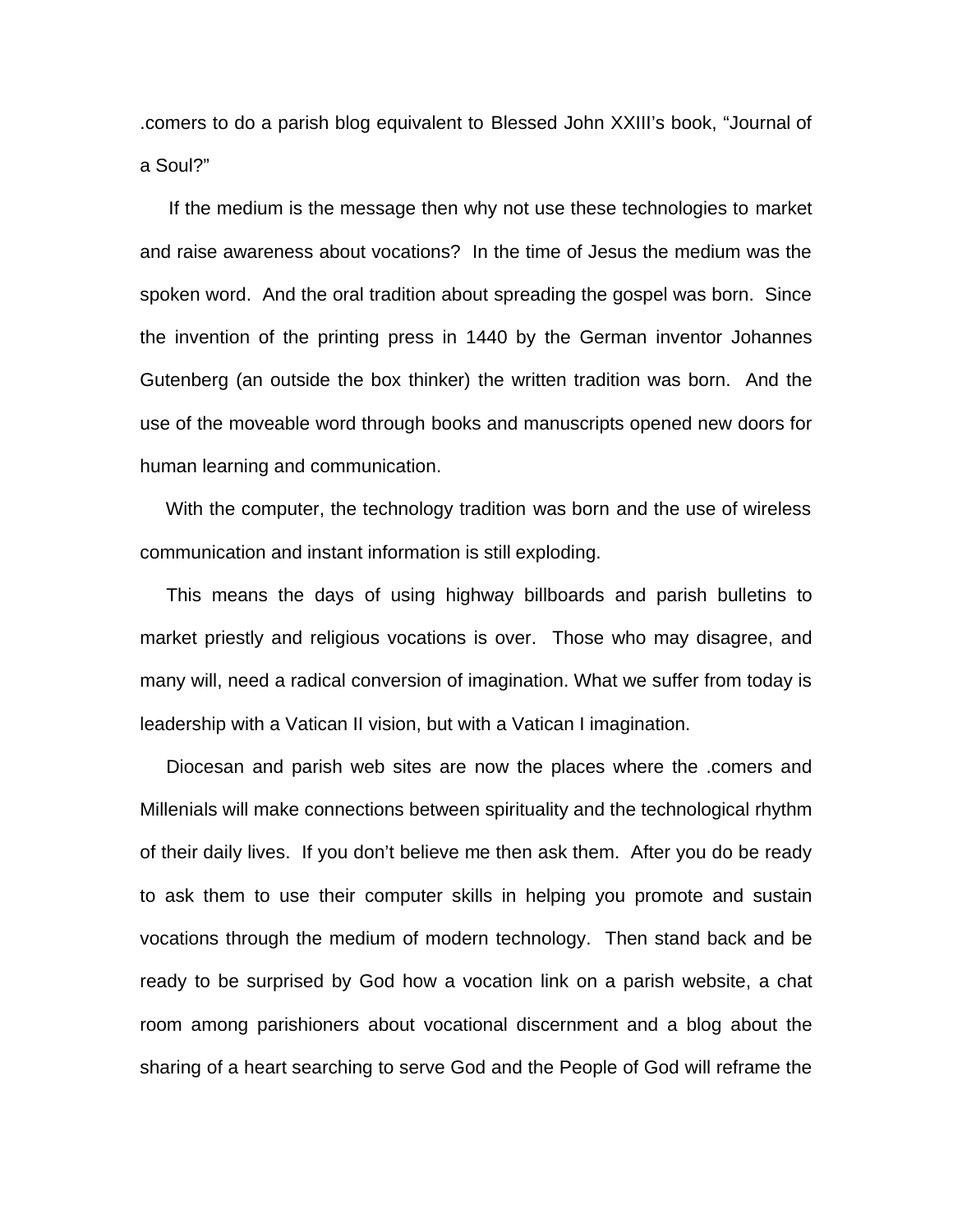.comers to do a parish blog equivalent to Blessed John XXIII's book, "Journal of a Soul?"

If the medium is the message then why not use these technologies to market and raise awareness about vocations? In the time of Jesus the medium was the spoken word. And the oral tradition about spreading the gospel was born. Since the invention of the printing press in 1440 by the German inventor Johannes Gutenberg (an outside the box thinker) the written tradition was born. And the use of the moveable word through books and manuscripts opened new doors for human learning and communication.

With the computer, the technology tradition was born and the use of wireless communication and instant information is still exploding.

This means the days of using highway billboards and parish bulletins to market priestly and religious vocations is over. Those who may disagree, and many will, need a radical conversion of imagination. What we suffer from today is leadership with a Vatican II vision, but with a Vatican I imagination.

Diocesan and parish web sites are now the places where the .comers and Millenials will make connections between spirituality and the technological rhythm of their daily lives. If you don't believe me then ask them. After you do be ready to ask them to use their computer skills in helping you promote and sustain vocations through the medium of modern technology. Then stand back and be ready to be surprised by God how a vocation link on a parish website, a chat room among parishioners about vocational discernment and a blog about the sharing of a heart searching to serve God and the People of God will reframe the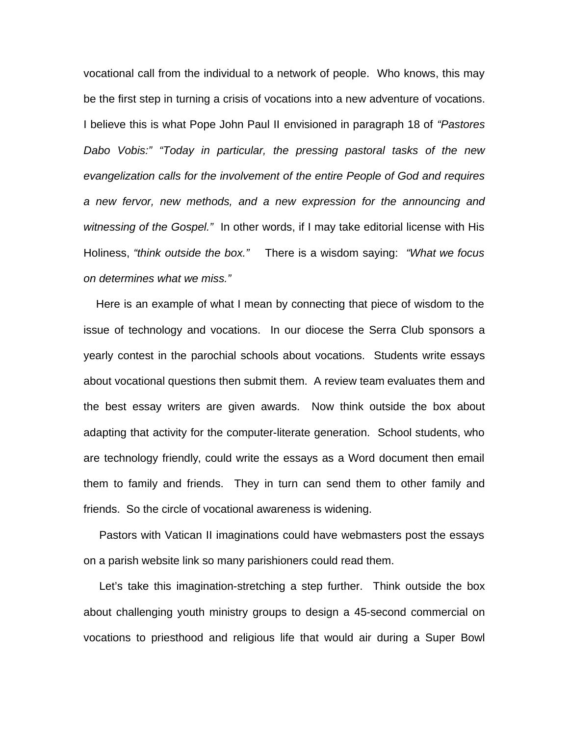vocational call from the individual to a network of people. Who knows, this may be the first step in turning a crisis of vocations into a new adventure of vocations. I believe this is what Pope John Paul II envisioned in paragraph 18 of *"Pastores Dabo Vobis:" "Today in particular, the pressing pastoral tasks of the new evangelization calls for the involvement of the entire People of God and requires a new fervor, new methods, and a new expression for the announcing and witnessing of the Gospel."* In other words, if I may take editorial license with His Holiness, *"think outside the box."* There is a wisdom saying: *"What we focus on determines what we miss."*

Here is an example of what I mean by connecting that piece of wisdom to the issue of technology and vocations. In our diocese the Serra Club sponsors a yearly contest in the parochial schools about vocations. Students write essays about vocational questions then submit them. A review team evaluates them and the best essay writers are given awards. Now think outside the box about adapting that activity for the computer-literate generation. School students, who are technology friendly, could write the essays as a Word document then email them to family and friends. They in turn can send them to other family and friends. So the circle of vocational awareness is widening.

Pastors with Vatican II imaginations could have webmasters post the essays on a parish website link so many parishioners could read them.

Let's take this imagination-stretching a step further. Think outside the box about challenging youth ministry groups to design a 45-second commercial on vocations to priesthood and religious life that would air during a Super Bowl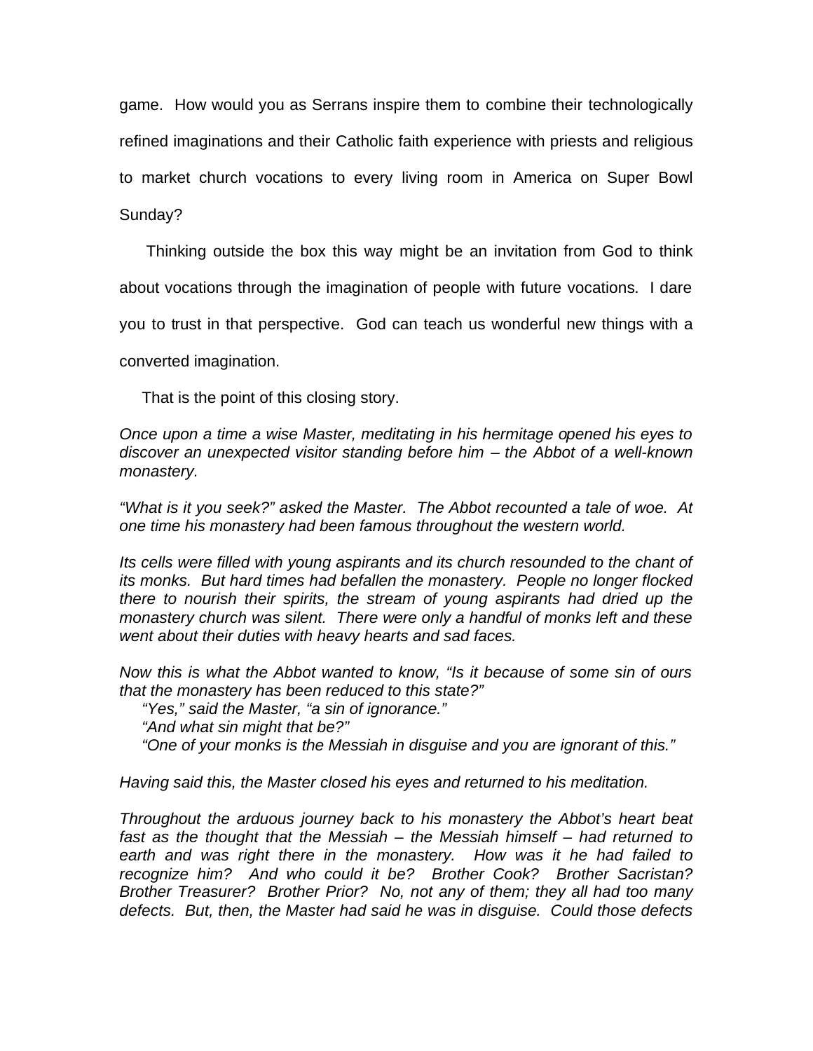game. How would you as Serrans inspire them to combine their technologically refined imaginations and their Catholic faith experience with priests and religious to market church vocations to every living room in America on Super Bowl Sunday?

Thinking outside the box this way might be an invitation from God to think about vocations through the imagination of people with future vocations. I dare you to trust in that perspective. God can teach us wonderful new things with a converted imagination.

That is the point of this closing story.

*Once upon a time a wise Master, meditating in his hermitage opened his eyes to discover an unexpected visitor standing before him – the Abbot of a well-known monastery.*

*"What is it you seek?" asked the Master. The Abbot recounted a tale of woe. At one time his monastery had been famous throughout the western world.*

*Its cells were filled with young aspirants and its church resounded to the chant of its monks. But hard times had befallen the monastery. People no longer flocked there to nourish their spirits, the stream of young aspirants had dried up the monastery church was silent. There were only a handful of monks left and these went about their duties with heavy hearts and sad faces.*

*Now this is what the Abbot wanted to know, "Is it because of some sin of ours that the monastery has been reduced to this state?"*
*"Yes," said the Master, "a sin of ignorance."*
*"And what sin might that be?"*
*"One of your monks is the Messiah in disguise and you are ignorant of this."*

*Having said this, the Master closed his eyes and returned to his meditation.*

*Throughout the arduous journey back to his monastery the Abbot's heart beat fast as the thought that the Messiah – the Messiah himself – had returned to earth and was right there in the monastery. How was it he had failed to recognize him? And who could it be? Brother Cook? Brother Sacristan? Brother Treasurer? Brother Prior? No, not any of them; they all had too many defects. But, then, the Master had said he was in disguise. Could those defects*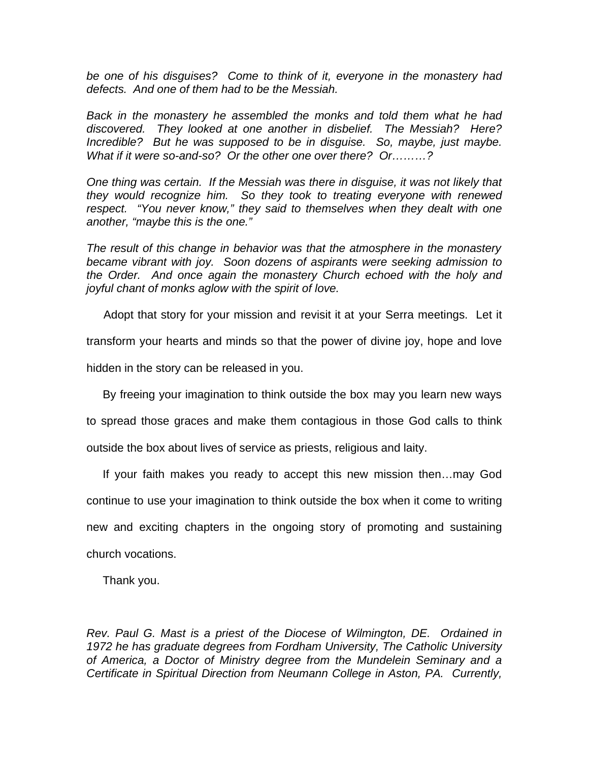*be one of his disguises? Come to think of it, everyone in the monastery had defects. And one of them had to be the Messiah.*

*Back in the monastery he assembled the monks and told them what he had discovered. They looked at one another in disbelief. The Messiah? Here? Incredible? But he was supposed to be in disguise. So, maybe, just maybe. What if it were so-and-so? Or the other one over there? Or………?*

*One thing was certain. If the Messiah was there in disguise, it was not likely that they would recognize him. So they took to treating everyone with renewed respect. "You never know," they said to themselves when they dealt with one another, "maybe this is the one."*

*The result of this change in behavior was that the atmosphere in the monastery became vibrant with joy. Soon dozens of aspirants were seeking admission to the Order. And once again the monastery Church echoed with the holy and joyful chant of monks aglow with the spirit of love.*

Adopt that story for your mission and revisit it at your Serra meetings. Let it transform your hearts and minds so that the power of divine joy, hope and love hidden in the story can be released in you.

By freeing your imagination to think outside the box may you learn new ways to spread those graces and make them contagious in those God calls to think outside the box about lives of service as priests, religious and laity.

If your faith makes you ready to accept this new mission then…may God continue to use your imagination to think outside the box when it come to writing new and exciting chapters in the ongoing story of promoting and sustaining church vocations.

Thank you.

*Rev. Paul G. Mast is a priest of the Diocese of Wilmington, DE. Ordained in 1972 he has graduate degrees from Fordham University, The Catholic University of America, a Doctor of Ministry degree from the Mundelein Seminary and a Certificate in Spiritual Direction from Neumann College in Aston, PA. Currently,*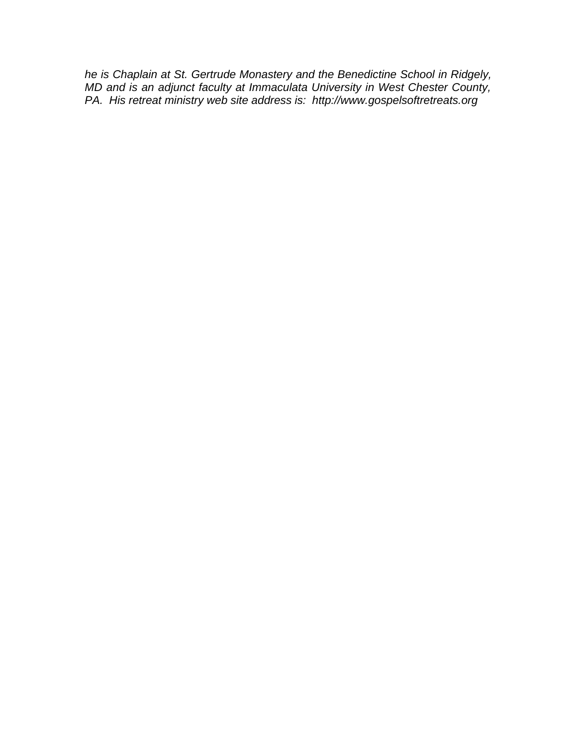*he is Chaplain at St. Gertrude Monastery and the Benedictine School in Ridgely, MD and is an adjunct faculty at Immaculata University in West Chester County, PA. His retreat ministry web site address is: http://www.gospelsoftretreats.org*